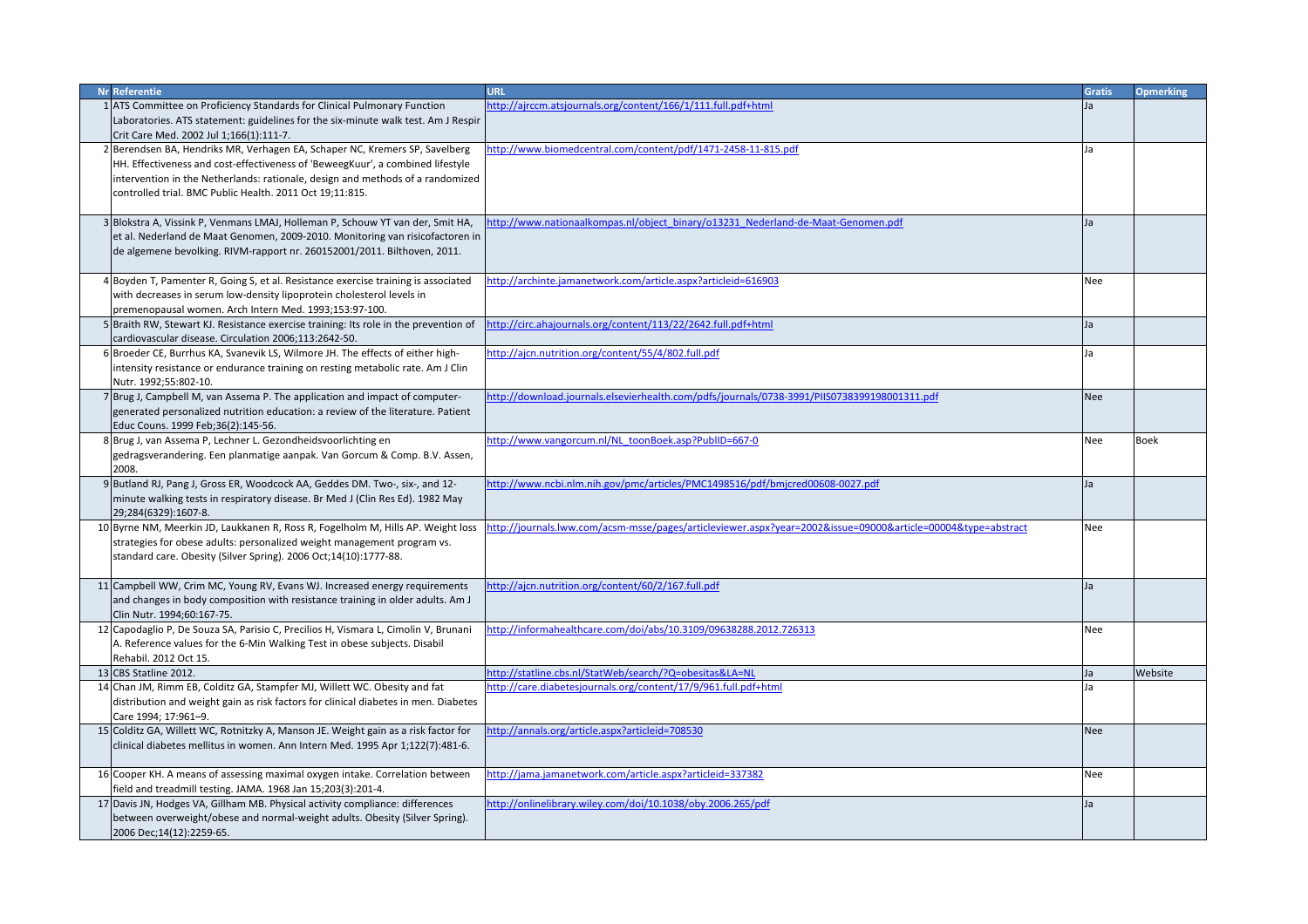| Nr | Referentie | URL | Gratis | Opmerking |
|---|---|---|---|---|
| 1 | ATS Committee on Proficiency Standards for Clinical Pulmonary Function Laboratories. ATS statement: guidelines for the six-minute walk test. Am J Respir Crit Care Med. 2002 Jul 1;166(1):111-7. | http://ajrccm.atsjournals.org/content/166/1/111.full.pdf+html | Ja | |
| 2 | Berendsen BA, Hendriks MR, Verhagen EA, Schaper NC, Kremers SP, Savelberg HH. Effectiveness and cost-effectiveness of 'BeweegKuur', a combined lifestyle intervention in the Netherlands: rationale, design and methods of a randomized controlled trial. BMC Public Health. 2011 Oct 19;11:815. | http://www.biomedcentral.com/content/pdf/1471-2458-11-815.pdf | Ja | |
| 3 | Blokstra A, Vissink P, Venmans LMAJ, Holleman P, Schouw YT van der, Smit HA, et al. Nederland de Maat Genomen, 2009-2010. Monitoring van risicofactoren in de algemene bevolking. RIVM-rapport nr. 260152001/2011. Bilthoven, 2011. | http://www.nationaalkompas.nl/object_binary/o13231_Nederland-de-Maat-Genomen.pdf | Ja | |
| 4 | Boyden T, Pamenter R, Going S, et al. Resistance exercise training is associated with decreases in serum low-density lipoprotein cholesterol levels in premenopausal women. Arch Intern Med. 1993;153:97-100. | http://archinte.jamanetwork.com/article.aspx?articleid=616903 | Nee | |
| 5 | Braith RW, Stewart KJ. Resistance exercise training: Its role in the prevention of cardiovascular disease. Circulation 2006;113:2642-50. | http://circ.ahajournals.org/content/113/22/2642.full.pdf+html | Ja | |
| 6 | Broeder CE, Burrhus KA, Svanevik LS, Wilmore JH. The effects of either high-intensity resistance or endurance training on resting metabolic rate. Am J Clin Nutr. 1992;55:802-10. | http://ajcn.nutrition.org/content/55/4/802.full.pdf | Ja | |
| 7 | Brug J, Campbell M, van Assema P. The application and impact of computer-generated personalized nutrition education: a review of the literature. Patient Educ Couns. 1999 Feb;36(2):145-56. | http://download.journals.elsevierhealth.com/pdfs/journals/0738-3991/PIIS0738399198001311.pdf | Nee | |
| 8 | Brug J, van Assema P, Lechner L. Gezondheidsvoorlichting en gedragsverandering. Een planmatige aanpak. Van Gorcum & Comp. B.V. Assen, 2008. | http://www.vangorcum.nl/NL_toonBoek.asp?PublID=667-0 | Nee | Boek |
| 9 | Butland RJ, Pang J, Gross ER, Woodcock AA, Geddes DM. Two-, six-, and 12-minute walking tests in respiratory disease. Br Med J (Clin Res Ed). 1982 May 29;284(6329):1607-8. | http://www.ncbi.nlm.nih.gov/pmc/articles/PMC1498516/pdf/bmjcred00608-0027.pdf | Ja | |
| 10 | Byrne NM, Meerkin JD, Laukkanen R, Ross R, Fogelholm M, Hills AP. Weight loss strategies for obese adults: personalized weight management program vs. standard care. Obesity (Silver Spring). 2006 Oct;14(10):1777-88. | http://journals.lww.com/acsm-msse/pages/articleviewer.aspx?year=2002&issue=09000&article=00004&type=abstract | Nee | |
| 11 | Campbell WW, Crim MC, Young RV, Evans WJ. Increased energy requirements and changes in body composition with resistance training in older adults. Am J Clin Nutr. 1994;60:167-75. | http://ajcn.nutrition.org/content/60/2/167.full.pdf | Ja | |
| 12 | Capodaglio P, De Souza SA, Parisio C, Precilios H, Vismara L, Cimolin V, Brunani A. Reference values for the 6-Min Walking Test in obese subjects. Disabil Rehabil. 2012 Oct 15. | http://informahealthcare.com/doi/abs/10.3109/09638288.2012.726313 | Nee | |
| 13 | CBS Statline 2012. | http://statline.cbs.nl/StatWeb/search/?Q=obesitas&LA=NL | Ja | Website |
| 14 | Chan JM, Rimm EB, Colditz GA, Stampfer MJ, Willett WC. Obesity and fat distribution and weight gain as risk factors for clinical diabetes in men. Diabetes Care 1994; 17:961–9. | http://care.diabetesjournals.org/content/17/9/961.full.pdf+html | Ja | |
| 15 | Colditz GA, Willett WC, Rotnitzky A, Manson JE. Weight gain as a risk factor for clinical diabetes mellitus in women. Ann Intern Med. 1995 Apr 1;122(7):481-6. | http://annals.org/article.aspx?articleid=708530 | Nee | |
| 16 | Cooper KH. A means of assessing maximal oxygen intake. Correlation between field and treadmill testing. JAMA. 1968 Jan 15;203(3):201-4. | http://jama.jamanetwork.com/article.aspx?articleid=337382 | Nee | |
| 17 | Davis JN, Hodges VA, Gillham MB. Physical activity compliance: differences between overweight/obese and normal-weight adults. Obesity (Silver Spring). 2006 Dec;14(12):2259-65. | http://onlinelibrary.wiley.com/doi/10.1038/oby.2006.265/pdf | Ja | |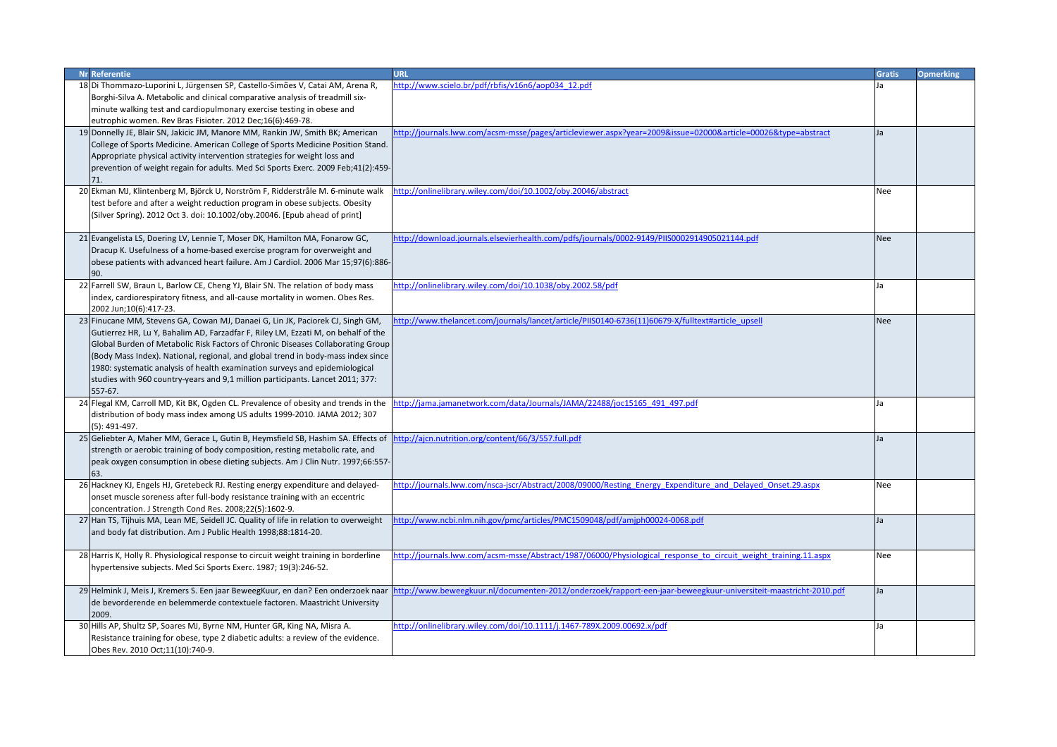| Nr | Referentie | URL | Gratis | Opmerking |
|---|---|---|---|---|
| 18 | Di Thommazo-Luporini L, Jürgensen SP, Castello-Simões V, Catai AM, Arena R, Borghi-Silva A. Metabolic and clinical comparative analysis of treadmill six-minute walking test and cardiopulmonary exercise testing in obese and eutrophic women. Rev Bras Fisioter. 2012 Dec;16(6):469-78. | http://www.scielo.br/pdf/rbfis/v16n6/aop034_12.pdf | Ja | |
| 19 | Donnelly JE, Blair SN, Jakicic JM, Manore MM, Rankin JW, Smith BK; American College of Sports Medicine. American College of Sports Medicine Position Stand. Appropriate physical activity intervention strategies for weight loss and prevention of weight regain for adults. Med Sci Sports Exerc. 2009 Feb;41(2):459-71. | http://journals.lww.com/acsm-msse/pages/articleviewer.aspx?year=2009&issue=02000&article=00026&type=abstract | Ja | |
| 20 | Ekman MJ, Klintenberg M, Björck U, Norström F, Ridderstråle M. 6-minute walk test before and after a weight reduction program in obese subjects. Obesity (Silver Spring). 2012 Oct 3. doi: 10.1002/oby.20046. [Epub ahead of print] | http://onlinelibrary.wiley.com/doi/10.1002/oby.20046/abstract | Nee | |
| 21 | Evangelista LS, Doering LV, Lennie T, Moser DK, Hamilton MA, Fonarow GC, Dracup K. Usefulness of a home-based exercise program for overweight and obese patients with advanced heart failure. Am J Cardiol. 2006 Mar 15;97(6):886-90. | http://download.journals.elsevierhealth.com/pdfs/journals/0002-9149/PIIS0002914905021144.pdf | Nee | |
| 22 | Farrell SW, Braun L, Barlow CE, Cheng YJ, Blair SN. The relation of body mass index, cardiorespiratory fitness, and all-cause mortality in women. Obes Res. 2002 Jun;10(6):417-23. | http://onlinelibrary.wiley.com/doi/10.1038/oby.2002.58/pdf | Ja | |
| 23 | Finucane MM, Stevens GA, Cowan MJ, Danaei G, Lin JK, Paciorek CJ, Singh GM, Gutierrez HR, Lu Y, Bahalim AD, Farzadfar F, Riley LM, Ezzati M, on behalf of the Global Burden of Metabolic Risk Factors of Chronic Diseases Collaborating Group (Body Mass Index). National, regional, and global trend in body-mass index since 1980: systematic analysis of health examination surveys and epidemiological studies with 960 country-years and 9,1 million participants. Lancet 2011; 377: 557-67. | http://www.thelancet.com/journals/lancet/article/PIIS0140-6736(11)60679-X/fulltext#article_upsell | Nee | |
| 24 | Flegal KM, Carroll MD, Kit BK, Ogden CL. Prevalence of obesity and trends in the distribution of body mass index among US adults 1999-2010. JAMA 2012; 307 (5): 491-497. | http://jama.jamanetwork.com/data/Journals/JAMA/22488/joc15165_491_497.pdf | Ja | |
| 25 | Geliebter A, Maher MM, Gerace L, Gutin B, Heymsfield SB, Hashim SA. Effects of strength or aerobic training of body composition, resting metabolic rate, and peak oxygen consumption in obese dieting subjects. Am J Clin Nutr. 1997;66:557-63. | http://ajcn.nutrition.org/content/66/3/557.full.pdf | Ja | |
| 26 | Hackney KJ, Engels HJ, Gretebeck RJ. Resting energy expenditure and delayed-onset muscle soreness after full-body resistance training with an eccentric concentration. J Strength Cond Res. 2008;22(5):1602-9. | http://journals.lww.com/nsca-jscr/Abstract/2008/09000/Resting_Energy_Expenditure_and_Delayed_Onset.29.aspx | Nee | |
| 27 | Han TS, Tijhuis MA, Lean ME, Seidell JC. Quality of life in relation to overweight and body fat distribution. Am J Public Health 1998;88:1814-20. | http://www.ncbi.nlm.nih.gov/pmc/articles/PMC1509048/pdf/amjph00024-0068.pdf | Ja | |
| 28 | Harris K, Holly R. Physiological response to circuit weight training in borderline hypertensive subjects. Med Sci Sports Exerc. 1987; 19(3):246-52. | http://journals.lww.com/acsm-msse/Abstract/1987/06000/Physiological_response_to_circuit_weight_training.11.aspx | Nee | |
| 29 | Helmink J, Meis J, Kremers S. Een jaar BeweegKuur, en dan? Een onderzoek naar de bevorderende en belemmerde contextuele factoren. Maastricht University 2009. | http://www.beweegkuur.nl/documenten-2012/onderzoek/rapport-een-jaar-beweegkuur-universiteit-maastricht-2010.pdf | Ja | |
| 30 | Hills AP, Shultz SP, Soares MJ, Byrne NM, Hunter GR, King NA, Misra A. Resistance training for obese, type 2 diabetic adults: a review of the evidence. Obes Rev. 2010 Oct;11(10):740-9. | http://onlinelibrary.wiley.com/doi/10.1111/j.1467-789X.2009.00692.x/pdf | Ja | |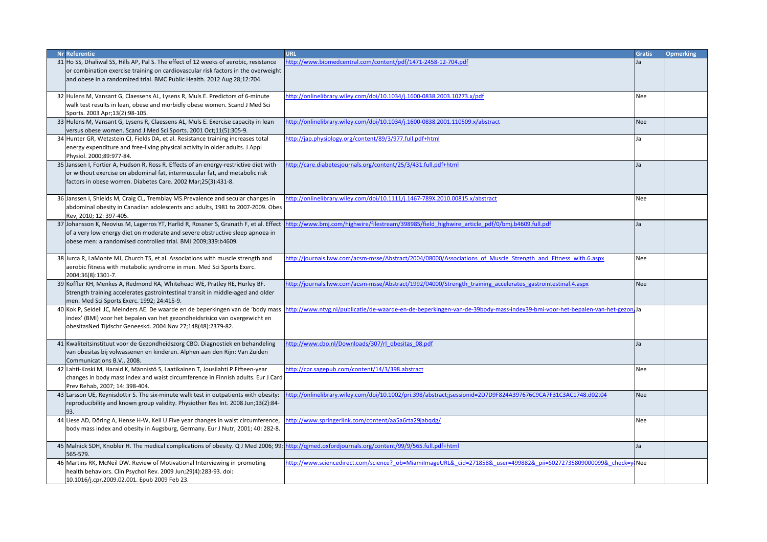| Nr | Referentie | URL | Gratis | Opmerking |
|---|---|---|---|---|
| 31 | Ho SS, Dhaliwal SS, Hills AP, Pal S. The effect of 12 weeks of aerobic, resistance or combination exercise training on cardiovascular risk factors in the overweight and obese in a randomized trial. BMC Public Health. 2012 Aug 28;12:704. | http://www.biomedcentral.com/content/pdf/1471-2458-12-704.pdf | Ja | |
| 32 | Hulens M, Vansant G, Claessens AL, Lysens R, Muls E. Predictors of 6-minute walk test results in lean, obese and morbidly obese women. Scand J Med Sci Sports. 2003 Apr;13(2):98-105. | http://onlinelibrary.wiley.com/doi/10.1034/j.1600-0838.2003.10273.x/pdf | Nee | |
| 33 | Hulens M, Vansant G, Lysens R, Claessens AL, Muls E. Exercise capacity in lean versus obese women. Scand J Med Sci Sports. 2001 Oct;11(5):305-9. | http://onlinelibrary.wiley.com/doi/10.1034/j.1600-0838.2001.110509.x/abstract | Nee | |
| 34 | Hunter GR, Wetzstein CJ, Fields DA, et al. Resistance training increases total energy expenditure and free-living physical activity in older adults. J Appl Physiol. 2000;89:977-84. | http://jap.physiology.org/content/89/3/977.full.pdf+html | Ja | |
| 35 | Janssen I, Fortier A, Hudson R, Ross R. Effects of an energy-restrictive diet with or without exercise on abdominal fat, intermuscular fat, and metabolic risk factors in obese women. Diabetes Care. 2002 Mar;25(3):431-8. | http://care.diabetesjournals.org/content/25/3/431.full.pdf+html | Ja | |
| 36 | Janssen I, Shields M, Craig CL, Tremblay MS.Prevalence and secular changes in abdominal obesity in Canadian adolescents and adults, 1981 to 2007-2009. Obes Rev, 2010; 12: 397-405. | http://onlinelibrary.wiley.com/doi/10.1111/j.1467-789X.2010.00815.x/abstract | Nee | |
| 37 | Johansson K, Neovius M, Lagerros YT, Harlid R, Rossner S, Granath F, et al. Effect of a very low energy diet on moderate and severe obstructive sleep apnoea in obese men: a randomised controlled trial. BMJ 2009;339:b4609. | http://www.bmj.com/highwire/filestream/398985/field_highwire_article_pdf/0/bmj.b4609.full.pdf | Ja | |
| 38 | Jurca R, LaMonte MJ, Church TS, et al. Associations with muscle strength and aerobic fitness with metabolic syndrome in men. Med Sci Sports Exerc. 2004;36(8):1301-7. | http://journals.lww.com/acsm-msse/Abstract/2004/08000/Associations_of_Muscle_Strength_and_Fitness_with.6.aspx | Nee | |
| 39 | Koffler KH, Menkes A, Redmond RA, Whitehead WE, Pratley RE, Hurley BF. Strength training accelerates gastrointestinal transit in middle-aged and older men. Med Sci Sports Exerc. 1992; 24:415-9. | http://journals.lww.com/acsm-msse/Abstract/1992/04000/Strength_training_accelerates_gastrointestinal.4.aspx | Nee | |
| 40 | Kok P, Seidell JC, Meinders AE. De waarde en de beperkingen van de 'body mass index' (BMI) voor het bepalen van het gezondheidsrisico van overgewicht en obesitasNed Tijdschr Geneeskd. 2004 Nov 27;148(48):2379-82. | http://www.ntvg.nl/publicatie/de-waarde-en-de-beperkingen-van-de-39body-mass-index39-bmi-voor-het-bepalen-van-het-gezon | Ja | |
| 41 | Kwaliteitsinstituut voor de Gezondheidszorg CBO. Diagnostiek en behandeling van obesitas bij volwassenen en kinderen. Alphen aan den Rijn: Van Zuiden Communications B.V., 2008. | http://www.cbo.nl/Downloads/307/rl_obesitas_08.pdf | Ja | |
| 42 | Lahti-Koski M, Harald K, Männistö S, Laatikainen T, Jousilahti P.Fifteen-year changes in body mass index and waist circumference in Finnish adults. Eur J Card Prev Rehab, 2007; 14: 398-404. | http://cpr.sagepub.com/content/14/3/398.abstract | Nee | |
| 43 | Larsson UE, Reynisdottir S. The six-minute walk test in outpatients with obesity: reproducibility and known group validity. Physiother Res Int. 2008 Jun;13(2):84-93. | http://onlinelibrary.wiley.com/doi/10.1002/pri.398/abstract;jsessionid=2D7D9F824A397676C9CA7F31C3AC1748.d02t04 | Nee | |
| 44 | Liese AD, Döring A, Hense H-W, Keil U.Five year changes in waist circumference, body mass index and obesity in Augsburg, Germany. Eur J Nutr, 2001; 40: 282-8. | http://www.springerlink.com/content/aa5a6rta29jabqdg/ | Nee | |
| 45 | Malnick SDH, Knobler H. The medical complications of obesity. Q J Med 2006; 99: 565-579. | http://qjmed.oxfordjournals.org/content/99/9/565.full.pdf+html | Ja | |
| 46 | Martins RK, McNeil DW. Review of Motivational Interviewing in promoting health behaviors. Clin Psychol Rev. 2009 Jun;29(4):283-93. doi: 10.1016/j.cpr.2009.02.001. Epub 2009 Feb 23. | http://www.sciencedirect.com/science?_ob=MiamiImageURL&_cid=271858&_user=499882&_pii=S0272735809000099&_check=y | Nee | |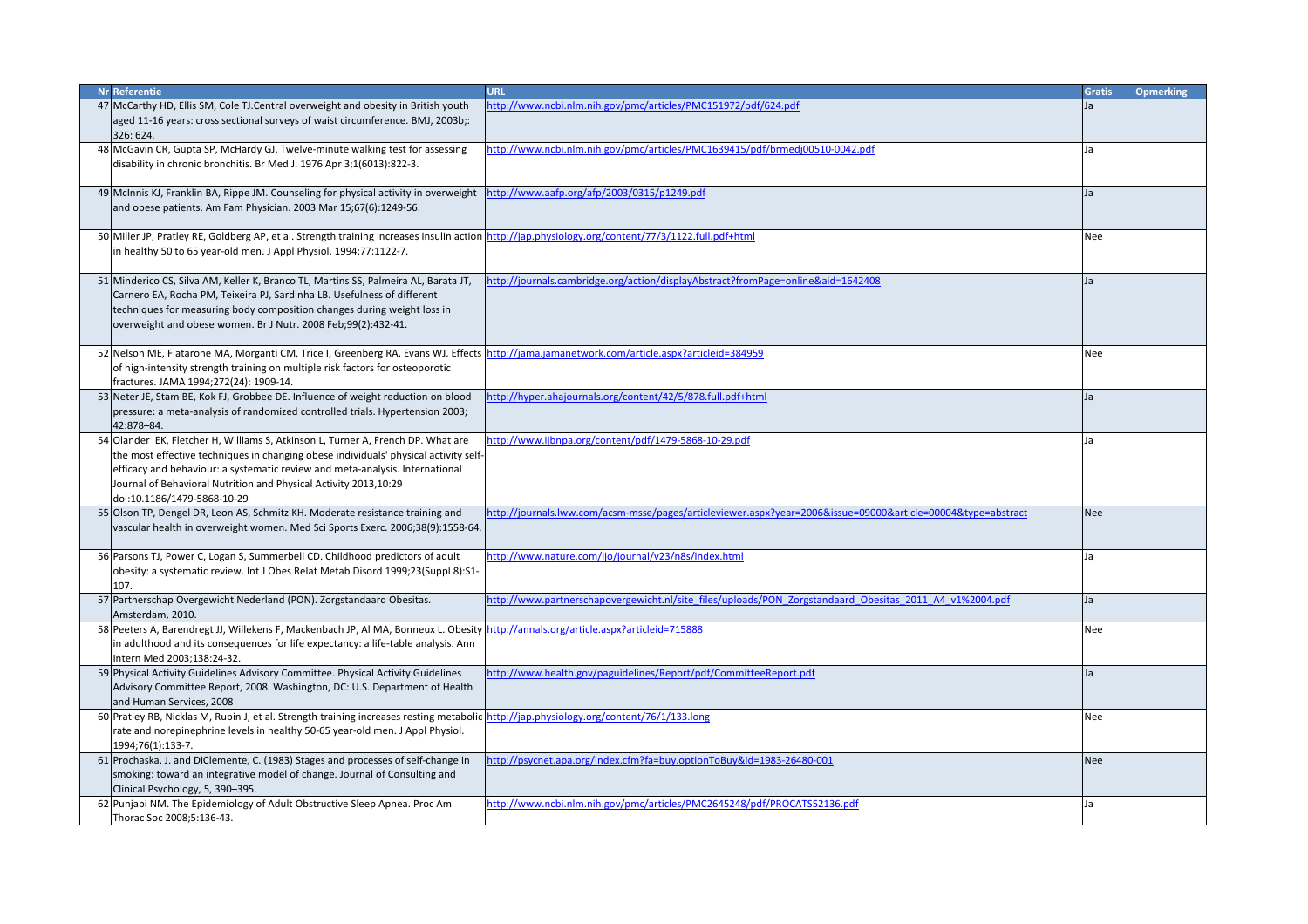| Nr | Referentie | URL | Gratis | Opmerking |
|---|---|---|---|---|
| 47 | McCarthy HD, Ellis SM, Cole TJ.Central overweight and obesity in British youth aged 11-16 years: cross sectional surveys of waist circumference. BMJ, 2003b;: 326: 624. | http://www.ncbi.nlm.nih.gov/pmc/articles/PMC151972/pdf/624.pdf | Ja | |
| 48 | McGavin CR, Gupta SP, McHardy GJ. Twelve-minute walking test for assessing disability in chronic bronchitis. Br Med J. 1976 Apr 3;1(6013):822-3. | http://www.ncbi.nlm.nih.gov/pmc/articles/PMC1639415/pdf/brmedj00510-0042.pdf | Ja | |
| 49 | McInnis KJ, Franklin BA, Rippe JM. Counseling for physical activity in overweight and obese patients. Am Fam Physician. 2003 Mar 15;67(6):1249-56. | http://www.aafp.org/afp/2003/0315/p1249.pdf | Ja | |
| 50 | Miller JP, Pratley RE, Goldberg AP, et al. Strength training increases insulin action in healthy 50 to 65 year-old men. J Appl Physiol. 1994;77:1122-7. | http://jap.physiology.org/content/77/3/1122.full.pdf+html | Nee | |
| 51 | Minderico CS, Silva AM, Keller K, Branco TL, Martins SS, Palmeira AL, Barata JT, Carnero EA, Rocha PM, Teixeira PJ, Sardinha LB. Usefulness of different techniques for measuring body composition changes during weight loss in overweight and obese women. Br J Nutr. 2008 Feb;99(2):432-41. | http://journals.cambridge.org/action/displayAbstract?fromPage=online&aid=1642408 | Ja | |
| 52 | Nelson ME, Fiatarone MA, Morganti CM, Trice I, Greenberg RA, Evans WJ. Effects of high-intensity strength training on multiple risk factors for osteoporotic fractures. JAMA 1994;272(24): 1909-14. | http://jama.jamanetwork.com/article.aspx?articleid=384959 | Nee | |
| 53 | Neter JE, Stam BE, Kok FJ, Grobbee DE. Influence of weight reduction on blood pressure: a meta-analysis of randomized controlled trials. Hypertension 2003; 42:878–84. | http://hyper.ahajournals.org/content/42/5/878.full.pdf+html | Ja | |
| 54 | Olander EK, Fletcher H, Williams S, Atkinson L, Turner A, French DP. What are the most effective techniques in changing obese individuals' physical activity self-efficacy and behaviour: a systematic review and meta-analysis. International Journal of Behavioral Nutrition and Physical Activity 2013,10:29 doi:10.1186/1479-5868-10-29 | http://www.ijbnpa.org/content/pdf/1479-5868-10-29.pdf | Ja | |
| 55 | Olson TP, Dengel DR, Leon AS, Schmitz KH. Moderate resistance training and vascular health in overweight women. Med Sci Sports Exerc. 2006;38(9):1558-64. | http://journals.lww.com/acsm-msse/pages/articleviewer.aspx?year=2006&issue=09000&article=00004&type=abstract | Nee | |
| 56 | Parsons TJ, Power C, Logan S, Summerbell CD. Childhood predictors of adult obesity: a systematic review. Int J Obes Relat Metab Disord 1999;23(Suppl 8):S1-107. | http://www.nature.com/ijo/journal/v23/n8s/index.html | Ja | |
| 57 | Partnerschap Overgewicht Nederland (PON). Zorgstandaard Obesitas. Amsterdam, 2010. | http://www.partnerschapovergewicht.nl/site_files/uploads/PON_Zorgstandaard_Obesitas_2011_A4_v1%2004.pdf | Ja | |
| 58 | Peeters A, Barendregt JJ, Willekens F, Mackenbach JP, Al MA, Bonneux L. Obesity in adulthood and its consequences for life expectancy: a life-table analysis. Ann Intern Med 2003;138:24-32. | http://annals.org/article.aspx?articleid=715888 | Nee | |
| 59 | Physical Activity Guidelines Advisory Committee. Physical Activity Guidelines Advisory Committee Report, 2008. Washington, DC: U.S. Department of Health and Human Services, 2008 | http://www.health.gov/paguidelines/Report/pdf/CommitteeReport.pdf | Ja | |
| 60 | Pratley RB, Nicklas M, Rubin J, et al. Strength training increases resting metabolic rate and norepinephrine levels in healthy 50-65 year-old men. J Appl Physiol. 1994;76(1):133-7. | http://jap.physiology.org/content/76/1/133.long | Nee | |
| 61 | Prochaska, J. and DiClemente, C. (1983) Stages and processes of self-change in smoking: toward an integrative model of change. Journal of Consulting and Clinical Psychology, 5, 390–395. | http://psycnet.apa.org/index.cfm?fa=buy.optionToBuy&id=1983-26480-001 | Nee | |
| 62 | Punjabi NM. The Epidemiology of Adult Obstructive Sleep Apnea. Proc Am Thorac Soc 2008;5:136-43. | http://www.ncbi.nlm.nih.gov/pmc/articles/PMC2645248/pdf/PROCATS52136.pdf | Ja | |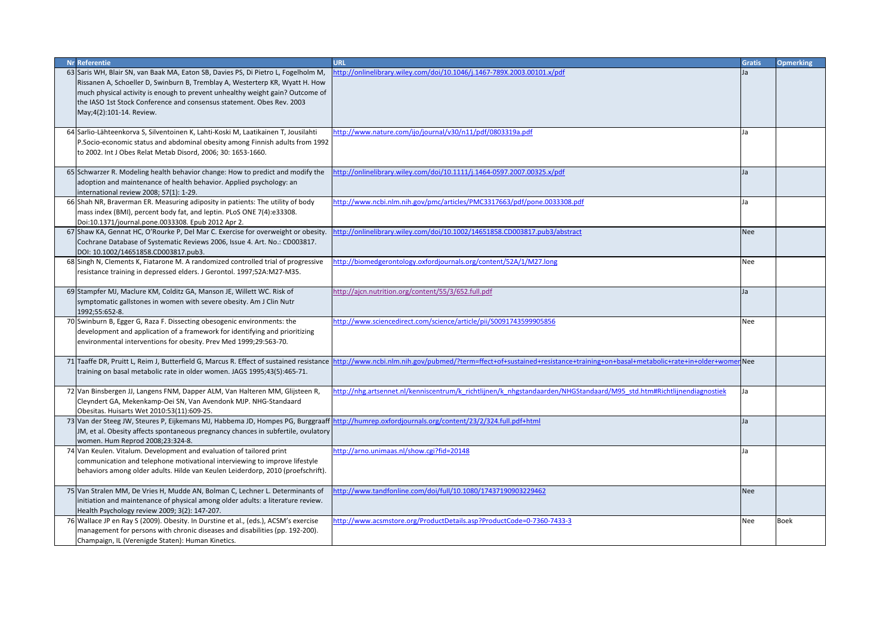| Nr | Referentie | URL | Gratis | Opmerking |
|---|---|---|---|---|
| 63 | Saris WH, Blair SN, van Baak MA, Eaton SB, Davies PS, Di Pietro L, Fogelholm M, Rissanen A, Schoeller D, Swinburn B, Tremblay A, Westerterp KR, Wyatt H. How much physical activity is enough to prevent unhealthy weight gain? Outcome of the IASO 1st Stock Conference and consensus statement. Obes Rev. 2003 May;4(2):101-14. Review. | http://onlinelibrary.wiley.com/doi/10.1046/j.1467-789X.2003.00101.x/pdf | Ja | |
| 64 | Sarlio-Lähteenkorva S, Silventoinen K, Lahti-Koski M, Laatikainen T, Jousilahti P.Socio-economic status and abdominal obesity among Finnish adults from 1992 to 2002. Int J Obes Relat Metab Disord, 2006; 30: 1653-1660. | http://www.nature.com/ijo/journal/v30/n11/pdf/0803319a.pdf | Ja | |
| 65 | Schwarzer R. Modeling health behavior change: How to predict and modify the adoption and maintenance of health behavior. Applied psychology: an international review 2008; 57(1): 1-29. | http://onlinelibrary.wiley.com/doi/10.1111/j.1464-0597.2007.00325.x/pdf | Ja | |
| 66 | Shah NR, Braverman ER. Measuring adiposity in patients: The utility of body mass index (BMI), percent body fat, and leptin. PLoS ONE 7(4):e33308. Doi:10.1371/journal.pone.0033308. Epub 2012 Apr 2. | http://www.ncbi.nlm.nih.gov/pmc/articles/PMC3317663/pdf/pone.0033308.pdf | Ja | |
| 67 | Shaw KA, Gennat HC, O'Rourke P, Del Mar C. Exercise for overweight or obesity. Cochrane Database of Systematic Reviews 2006, Issue 4. Art. No.: CD003817. DOI: 10.1002/14651858.CD003817.pub3. | http://onlinelibrary.wiley.com/doi/10.1002/14651858.CD003817.pub3/abstract | Nee | |
| 68 | Singh N, Clements K, Fiatarone M. A randomized controlled trial of progressive resistance training in depressed elders. J Gerontol. 1997;52A:M27-M35. | http://biomedgerontology.oxfordjournals.org/content/52A/1/M27.long | Nee | |
| 69 | Stampfer MJ, Maclure KM, Colditz GA, Manson JE, Willett WC. Risk of symptomatic gallstones in women with severe obesity. Am J Clin Nutr 1992;55:652-8. | http://ajcn.nutrition.org/content/55/3/652.full.pdf | Ja | |
| 70 | Swinburn B, Egger G, Raza F. Dissecting obesogenic environments: the development and application of a framework for identifying and prioritizing environmental interventions for obesity. Prev Med 1999;29:563-70. | http://www.sciencedirect.com/science/article/pii/S0091743599905856 | Nee | |
| 71 | Taaffe DR, Pruitt L, Reim J, Butterfield G, Marcus R. Effect of sustained resistance training on basal metabolic rate in older women. JAGS 1995;43(5):465-71. | http://www.ncbi.nlm.nih.gov/pubmed/?term=ffect+of+sustained+resistance+training+on+basal+metabolic+rate+in+older+women | Nee | |
| 72 | Van Binsbergen JJ, Langens FNM, Dapper ALM, Van Halteren MM, Glijsteen R, Cleyndert GA, Mekenkamp-Oei SN, Van Avendonk MJP. NHG-Standaard Obesitas. Huisarts Wet 2010:53(11):609-25. | http://nhg.artsennet.nl/kenniscentrum/k_richtlijnen/k_nhgstandaarden/NHGStandaard/M95_std.htm#Richtlijnendiagnostiek | Ja | |
| 73 | Van der Steeg JW, Steures P, Eijkemans MJ, Habbema JD, Hompes PG, Burggraaff JM, et al. Obesity affects spontaneous pregnancy chances in subfertile, ovulatory women. Hum Reprod 2008;23:324-8. | http://humrep.oxfordjournals.org/content/23/2/324.full.pdf+html | Ja | |
| 74 | Van Keulen. Vitalum. Development and evaluation of tailored print communication and telephone motivational interviewing to improve lifestyle behaviors among older adults. Hilde van Keulen Leiderdorp, 2010 (proefschrift). | http://arno.unimaas.nl/show.cgi?fid=20148 | Ja | |
| 75 | Van Stralen MM, De Vries H, Mudde AN, Bolman C, Lechner L. Determinants of initiation and maintenance of physical among older adults: a literature review. Health Psychology review 2009; 3(2): 147-207. | http://www.tandfonline.com/doi/full/10.1080/17437190903229462 | Nee | |
| 76 | Wallace JP en Ray S (2009). Obesity. In Durstine et al., (eds.), ACSM's exercise management for persons with chronic diseases and disabilities (pp. 192-200). Champaign, IL (Verenigde Staten): Human Kinetics. | http://www.acsmstore.org/ProductDetails.asp?ProductCode=0-7360-7433-3 | Nee | Boek |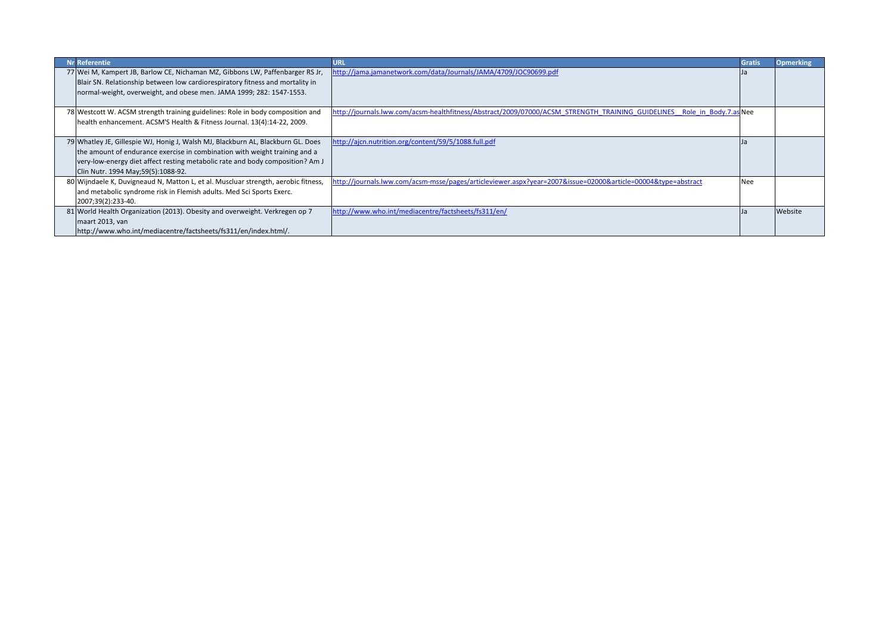| Nr | Referentie | URL | Gratis | Opmerking |
|---|---|---|---|---|
| 77 | Wei M, Kampert JB, Barlow CE, Nichaman MZ, Gibbons LW, Paffenbarger RS Jr, Blair SN. Relationship between low cardiorespiratory fitness and mortality in normal-weight, overweight, and obese men. JAMA 1999; 282: 1547-1553. | http://jama.jamanetwork.com/data/Journals/JAMA/4709/JOC90699.pdf | Ja | |
| 78 | Westcott W. ACSM strength training guidelines: Role in body composition and health enhancement. ACSM'S Health & Fitness Journal. 13(4):14-22, 2009. | http://journals.lww.com/acsm-healthfitness/Abstract/2009/07000/ACSM_STRENGTH_TRAINING_GUIDELINES__Role_in_Body.7.as | Nee | |
| 79 | Whatley JE, Gillespie WJ, Honig J, Walsh MJ, Blackburn AL, Blackburn GL. Does the amount of endurance exercise in combination with weight training and a very-low-energy diet affect resting metabolic rate and body composition? Am J Clin Nutr. 1994 May;59(5):1088-92. | http://ajcn.nutrition.org/content/59/5/1088.full.pdf | Ja | |
| 80 | Wijndaele K, Duvigneaud N, Matton L, et al. Muscluar strength, aerobic fitness, and metabolic syndrome risk in Flemish adults. Med Sci Sports Exerc. 2007;39(2):233-40. | http://journals.lww.com/acsm-msse/pages/articleviewer.aspx?year=2007&issue=02000&article=00004&type=abstract | Nee | |
| 81 | World Health Organization (2013). Obesity and overweight. Verkregen op 7 maart 2013, van http://www.who.int/mediacentre/factsheets/fs311/en/index.html/. | http://www.who.int/mediacentre/factsheets/fs311/en/ | Ja | Website |